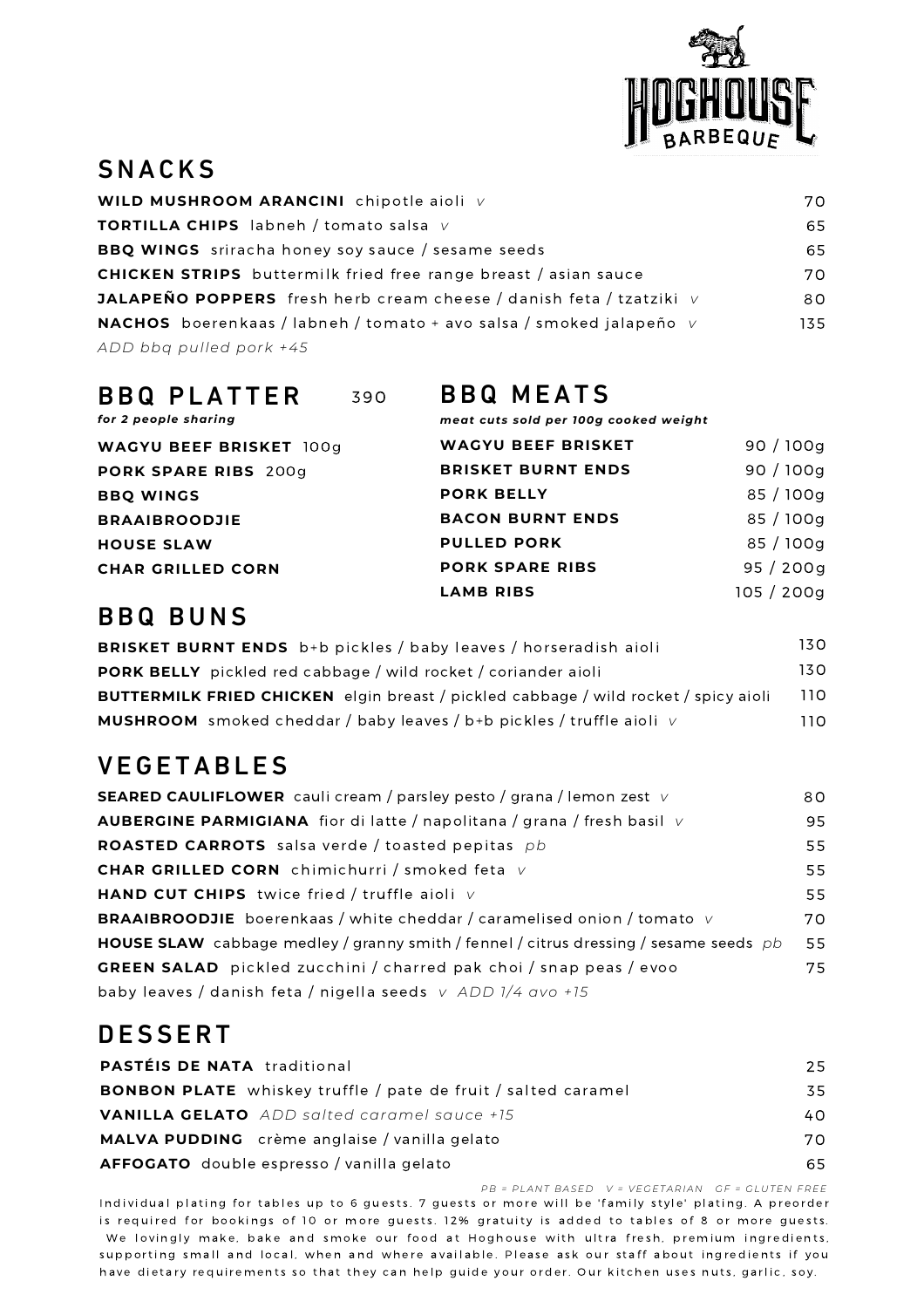# HOGHOUSE BARBEQUE

## SNACKS

**WILD MUSHROOM ARANCINI** chipotle aioli *v* — 70

**TORTILLA CHIPS** labneh / tomato salsa *v* — 65

**BBQ WINGS** sriracha honey soy sauce / sesame seeds — 65

**CHICKEN STRIPS** buttermilk fried free range breast / asian sauce — 70

**JALAPEÑO POPPERS** fresh herb cream cheese / danish feta / tzatziki *v* — 80

**NACHOS** boerenkaas / labneh / tomato + avo salsa / smoked jalapeño *v* — 135

*ADD bbq pulled pork +45*

## BBQ PLATTER 390

***for 2 people sharing***

**WAGYU BEEF BRISKET** 100g
**PORK SPARE RIBS** 200g
**BBQ WINGS**
**BRAAIBROODJIE**
**HOUSE SLAW**
**CHAR GRILLED CORN**

## BBQ MEATS

***meat cuts sold per 100g cooked weight***

| Item | Price |
|---|---|
| **WAGYU BEEF BRISKET** | 90 / 100g |
| **BRISKET BURNT ENDS** | 90 / 100g |
| **PORK BELLY** | 85 / 100g |
| **BACON BURNT ENDS** | 85 / 100g |
| **PULLED PORK** | 85 / 100g |
| **PORK SPARE RIBS** | 95 / 200g |
| **LAMB RIBS** | 105 / 200g |

## BBQ BUNS

**BRISKET BURNT ENDS** b+b pickles / baby leaves / horseradish aioli — 130

**PORK BELLY** pickled red cabbage / wild rocket / coriander aioli — 130

**BUTTERMILK FRIED CHICKEN** elgin breast / pickled cabbage / wild rocket / spicy aioli — 110

**MUSHROOM** smoked cheddar / baby leaves / b+b pickles / truffle aioli *v* — 110

## VEGETABLES

**SEARED CAULIFLOWER** cauli cream / parsley pesto / grana / lemon zest *v* — 80

**AUBERGINE PARMIGIANA** fior di latte / napolitana / grana / fresh basil *v* — 95

**ROASTED CARROTS** salsa verde / toasted pepitas *pb* — 55

**CHAR GRILLED CORN** chimichurri / smoked feta *v* — 55

**HAND CUT CHIPS** twice fried / truffle aioli *v* — 55

**BRAAIBROODJIE** boerenkaas / white cheddar / caramelised onion / tomato *v* — 70

**HOUSE SLAW** cabbage medley / granny smith / fennel / citrus dressing / sesame seeds *pb* — 55

**GREEN SALAD** pickled zucchini / charred pak choi / snap peas / evoo baby leaves / danish feta / nigella seeds *v* *ADD 1/4 avo +15* — 75

## DESSERT

**PASTÉIS DE NATA** traditional — 25

**BONBON PLATE** whiskey truffle / pate de fruit / salted caramel — 35

**VANILLA GELATO** *ADD salted caramel sauce +15* — 40

**MALVA PUDDING** crème anglaise / vanilla gelato — 70

**AFFOGATO** double espresso / vanilla gelato — 65

*PB = PLANT BASED V = VEGETARIAN GF = GLUTEN FREE*

Individual plating for tables up to 6 guests. 7 guests or more will be 'family style' plating. A preorder is required for bookings of 10 or more guests. 12% gratuity is added to tables of 8 or more guests. We lovingly make, bake and smoke our food at Hoghouse with ultra fresh, premium ingredients, supporting small and local, when and where available. Please ask our staff about ingredients if you have dietary requirements so that they can help guide your order. Our kitchen uses nuts, garlic, soy.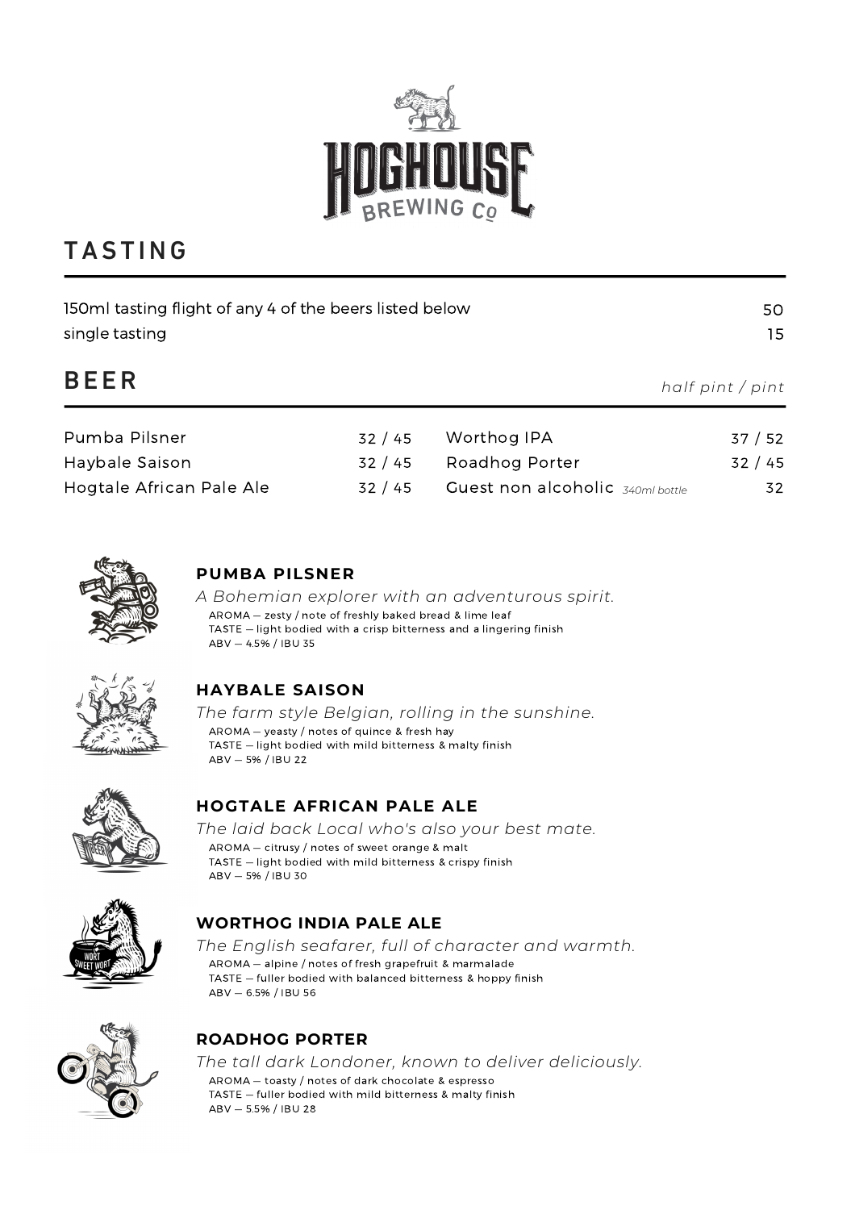# HOGHOUSE BREWING Co

## TASTING

| | |
|---|---|
| 150ml tasting flight of any 4 of the beers listed below | 50 |
| single tasting | 15 |

## BEER

*half pint / pint*

| Beer | Price | Beer | Price |
|---|---|---|---|
| Pumba Pilsner | 32 / 45 | Worthog IPA | 37 / 52 |
| Haybale Saison | 32 / 45 | Roadhog Porter | 32 / 45 |
| Hogtale African Pale Ale | 32 / 45 | Guest non alcoholic *340ml bottle* | 32 |

### PUMBA PILSNER

*A Bohemian explorer with an adventurous spirit.*

AROMA — zesty / note of freshly baked bread & lime leaf
TASTE — light bodied with a crisp bitterness and a lingering finish
ABV — 4.5% / IBU 35

### HAYBALE SAISON

*The farm style Belgian, rolling in the sunshine.*

AROMA — yeasty / notes of quince & fresh hay
TASTE — light bodied with mild bitterness & malty finish
ABV — 5% / IBU 22

### HOGTALE AFRICAN PALE ALE

*The laid back Local who's also your best mate.*

AROMA — citrusy / notes of sweet orange & malt
TASTE — light bodied with mild bitterness & crispy finish
ABV — 5% / IBU 30

### WORTHOG INDIA PALE ALE

*The English seafarer, full of character and warmth.*

AROMA — alpine / notes of fresh grapefruit & marmalade
TASTE — fuller bodied with balanced bitterness & hoppy finish
ABV — 6.5% / IBU 56

### ROADHOG PORTER

*The tall dark Londoner, known to deliver deliciously.*

AROMA — toasty / notes of dark chocolate & espresso
TASTE — fuller bodied with mild bitterness & malty finish
ABV — 5.5% / IBU 28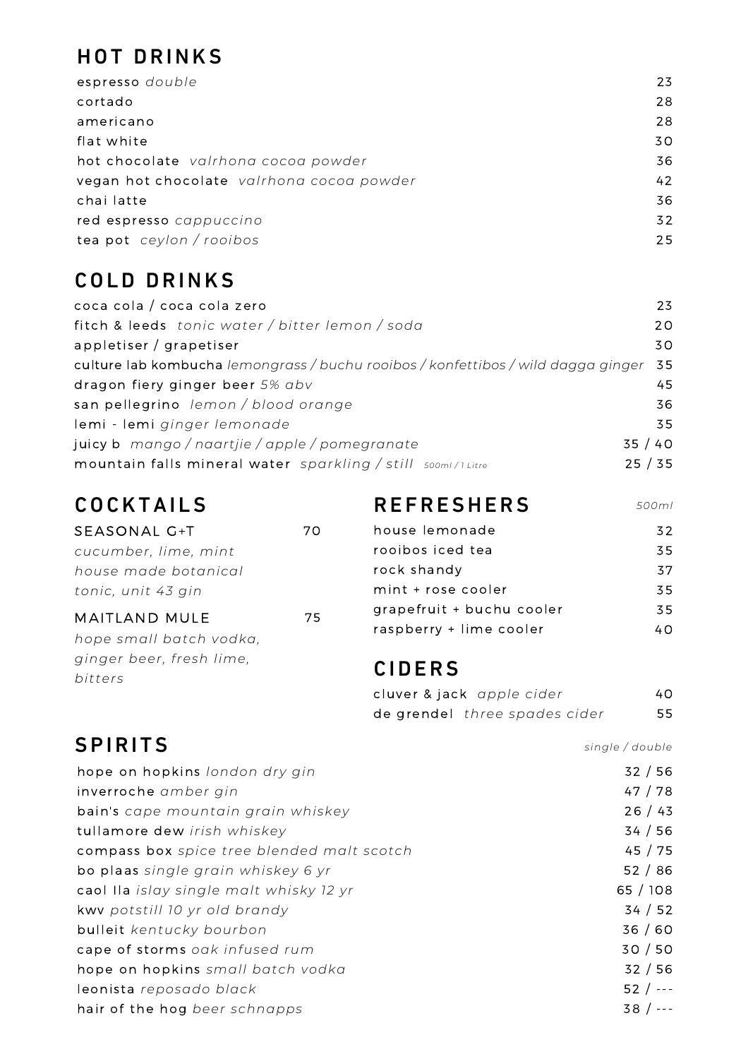## HOT DRINKS

| Item | Price |
|---|---|
| espresso *double* | 23 |
| cortado | 28 |
| americano | 28 |
| flat white | 30 |
| hot chocolate *valrhona cocoa powder* | 36 |
| vegan hot chocolate *valrhona cocoa powder* | 42 |
| chai latte | 36 |
| red espresso *cappuccino* | 32 |
| tea pot *ceylon / rooibos* | 25 |

## COLD DRINKS

| Item | Price |
|---|---|
| coca cola / coca cola zero | 23 |
| fitch & leeds *tonic water / bitter lemon / soda* | 20 |
| appletiser / grapetiser | 30 |
| culture lab kombucha *lemongrass / buchu rooibos / konfettibos / wild dagga ginger* | 35 |
| dragon fiery ginger beer *5% abv* | 45 |
| san pellegrino *lemon / blood orange* | 36 |
| lemi - lemi *ginger lemonade* | 35 |
| juicy b *mango / naartjie / apple / pomegranate* | 35 / 40 |
| mountain falls mineral water *sparkling / still* *500ml / 1 Litre* | 25 / 35 |

## COCKTAILS

**SEASONAL G+T** 70
*cucumber, lime, mint house made botanical tonic, unit 43 gin*

**MAITLAND MULE** 75
*hope small batch vodka, ginger beer, fresh lime, bitters*

## REFRESHERS

*500ml*

| Item | Price |
|---|---|
| house lemonade | 32 |
| rooibos iced tea | 35 |
| rock shandy | 37 |
| mint + rose cooler | 35 |
| grapefruit + buchu cooler | 35 |
| raspberry + lime cooler | 40 |

## CIDERS

| Item | Price |
|---|---|
| cluver & jack *apple cider* | 40 |
| de grendel *three spades cider* | 55 |

## SPIRITS

| Item | *single / double* |
|---|---|
| hope on hopkins *london dry gin* | 32 / 56 |
| inverroche *amber gin* | 47 / 78 |
| bain's *cape mountain grain whiskey* | 26 / 43 |
| tullamore dew *irish whiskey* | 34 / 56 |
| compass box *spice tree blended malt scotch* | 45 / 75 |
| bo plaas *single grain whiskey 6 yr* | 52 / 86 |
| caol Ila *islay single malt whisky 12 yr* | 65 / 108 |
| kwv *potstill 10 yr old brandy* | 34 / 52 |
| bulleit *kentucky bourbon* | 36 / 60 |
| cape of storms *oak infused rum* | 30 / 50 |
| hope on hopkins *small batch vodka* | 32 / 56 |
| leonista *reposado black* | 52 / --- |
| hair of the hog *beer schnapps* | 38 / --- |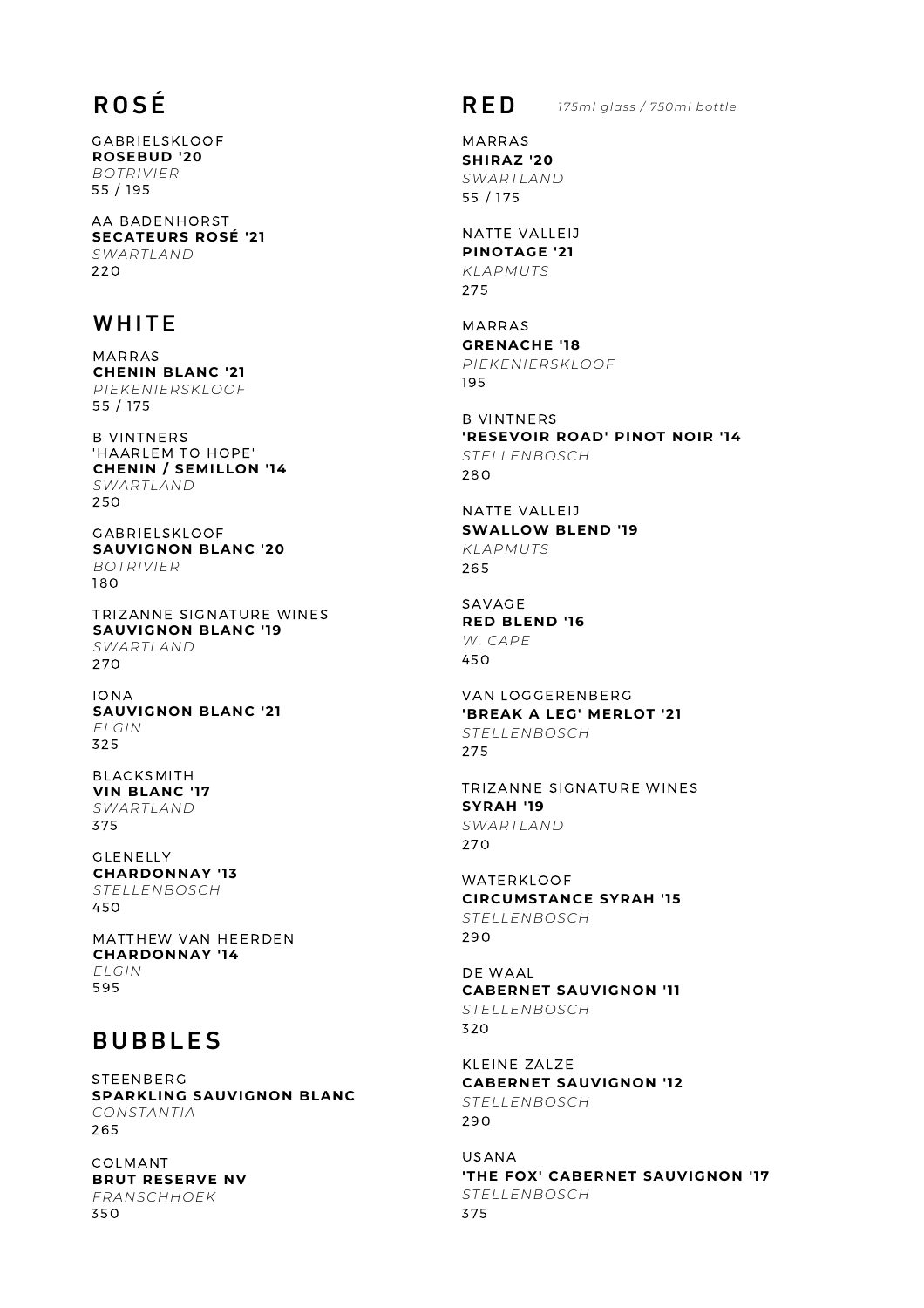## ROSÉ

GABRIELSKLOOF
**ROSEBUD '20**
*BOTRIVIER*
55 / 195

AA BADENHORST
**SECATEURS ROSÉ '21**
*SWARTLAND*
220

## WHITE

MARRAS
**CHENIN BLANC '21**
*PIEKENIERSKLOOF*
55 / 175

B VINTNERS
'HAARLEM TO HOPE'
**CHENIN / SEMILLON '14**
*SWARTLAND*
250

GABRIELSKLOOF
**SAUVIGNON BLANC '20**
*BOTRIVIER*
180

TRIZANNE SIGNATURE WINES
**SAUVIGNON BLANC '19**
*SWARTLAND*
270

IONA
**SAUVIGNON BLANC '21**
*ELGIN*
325

BLACKSMITH
**VIN BLANC '17**
*SWARTLAND*
375

GLENELLY
**CHARDONNAY '13**
*STELLENBOSCH*
450

MATTHEW VAN HEERDEN
**CHARDONNAY '14**
*ELGIN*
595

## BUBBLES

STEENBERG
**SPARKLING SAUVIGNON BLANC**
*CONSTANTIA*
265

COLMANT
**BRUT RESERVE NV**
*FRANSCHHOEK*
350

## RED

*175ml glass / 750ml bottle*

MARRAS
**SHIRAZ '20**
*SWARTLAND*
55 / 175

NATTE VALLEIJ
**PINOTAGE '21**
*KLAPMUTS*
275

MARRAS
**GRENACHE '18**
*PIEKENIERSKLOOF*
195

B VINTNERS
**'RESEVOIR ROAD' PINOT NOIR '14**
*STELLENBOSCH*
280

NATTE VALLEIJ
**SWALLOW BLEND '19**
*KLAPMUTS*
265

SAVAGE
**RED BLEND '16**
*W. CAPE*
450

VAN LOGGERENBERG
**'BREAK A LEG' MERLOT '21**
*STELLENBOSCH*
275

TRIZANNE SIGNATURE WINES
**SYRAH '19**
*SWARTLAND*
270

WATERKLOOF
**CIRCUMSTANCE SYRAH '15**
*STELLENBOSCH*
290

DE WAAL
**CABERNET SAUVIGNON '11**
*STELLENBOSCH*
320

KLEINE ZALZE
**CABERNET SAUVIGNON '12**
*STELLENBOSCH*
290

USANA
**'THE FOX' CABERNET SAUVIGNON '17**
*STELLENBOSCH*
375